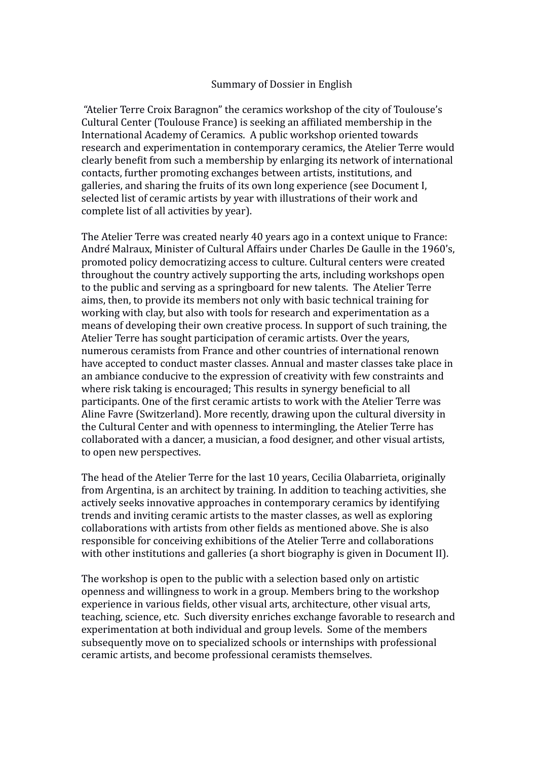# Summary of Dossier in English

"Atelier Terre Croix Baragnon" the ceramics workshop of the city of Toulouse's Cultural Center (Toulouse France) is seeking an affiliated membership in the International Academy of Ceramics. A public workshop oriented towards research and experimentation in contemporary ceramics, the Atelier Terre would clearly benefit from such a membership by enlarging its network of international contacts, further promoting exchanges between artists, institutions, and galleries, and sharing the fruits of its own long experience (see Document I, selected list of ceramic artists by year with illustrations of their work and complete list of all activities by year).

The Atelier Terre was created nearly 40 years ago in a context unique to France: André Malraux, Minister of Cultural Affairs under Charles De Gaulle in the 1960's, promoted policy democratizing access to culture. Cultural centers were created throughout the country actively supporting the arts, including workshops open to the public and serving as a springboard for new talents. The Atelier Terre aims, then, to provide its members not only with basic technical training for working with clay, but also with tools for research and experimentation as a means of developing their own creative process. In support of such training, the Atelier Terre has sought participation of ceramic artists. Over the years, numerous ceramists from France and other countries of international renown have accepted to conduct master classes. Annual and master classes take place in an ambiance conducive to the expression of creativity with few constraints and where risk taking is encouraged; This results in synergy beneficial to all participants. One of the first ceramic artists to work with the Atelier Terre was Aline Favre (Switzerland). More recently, drawing upon the cultural diversity in the Cultural Center and with openness to intermingling, the Atelier Terre has collaborated with a dancer, a musician, a food designer, and other visual artists, to open new perspectives.

The head of the Atelier Terre for the last 10 years, Cecilia Olabarrieta, originally from Argentina, is an architect by training. In addition to teaching activities, she actively seeks innovative approaches in contemporary ceramics by identifying trends and inviting ceramic artists to the master classes, as well as exploring collaborations with artists from other fields as mentioned above. She is also responsible for conceiving exhibitions of the Atelier Terre and collaborations with other institutions and galleries (a short biography is given in Document II).

The workshop is open to the public with a selection based only on artistic openness and willingness to work in a group. Members bring to the workshop experience in various fields, other visual arts, architecture, other visual arts, teaching, science, etc. Such diversity enriches exchange favorable to research and experimentation at both individual and group levels. Some of the members subsequently move on to specialized schools or internships with professional ceramic artists, and become professional ceramists themselves.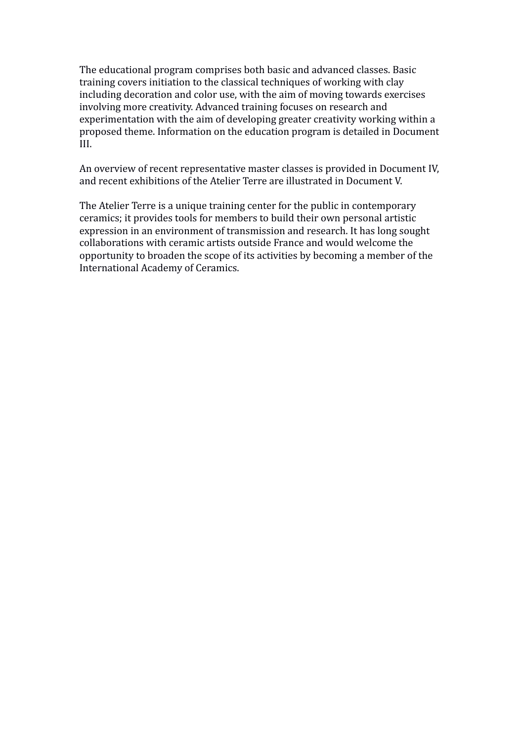The educational program comprises both basic and advanced classes. Basic training covers initiation to the classical techniques of working with clay including decoration and color use, with the aim of moving towards exercises involving more creativity. Advanced training focuses on research and experimentation with the aim of developing greater creativity working within a proposed theme. Information on the education program is detailed in Document III.

An overview of recent representative master classes is provided in Document IV, and recent exhibitions of the Atelier Terre are illustrated in Document V.

The Atelier Terre is a unique training center for the public in contemporary ceramics; it provides tools for members to build their own personal artistic expression in an environment of transmission and research. It has long sought collaborations with ceramic artists outside France and would welcome the opportunity to broaden the scope of its activities by becoming a member of the International Academy of Ceramics.